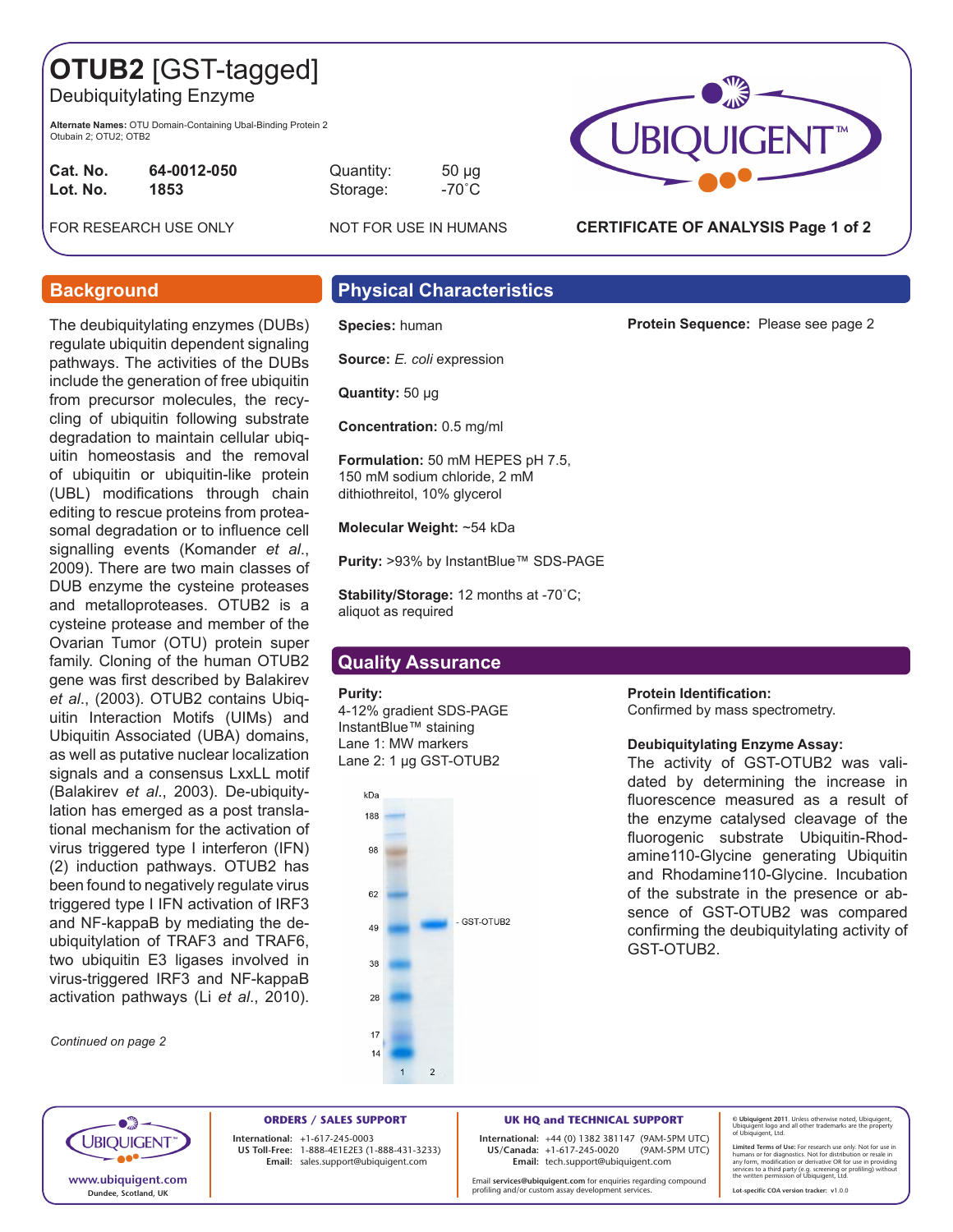# OTUB2 [GST-tagged]

Deubiquitylating Enzyme

**Alternate Names:** OTU Domain-Containing Ubal-Binding Protein 2
Otubain 2; OTU2; OTB2

| | | | |
|---|---|---|---|
| **Cat. No.** | **64-0012-050** | Quantity: | 50 µg |
| **Lot. No.** | **1853** | Storage: | -70˚C |

FOR RESEARCH USE ONLY

NOT FOR USE IN HUMANS

**CERTIFICATE OF ANALYSIS**

## Background

The deubiquitylating enzymes (DUBs) regulate ubiquitin dependent signaling pathways. The activities of the DUBs include the generation of free ubiquitin from precursor molecules, the recycling of ubiquitin following substrate degradation to maintain cellular ubiquitin homeostasis and the removal of ubiquitin or ubiquitin-like protein (UBL) modifications through chain editing to rescue proteins from proteasomal degradation or to influence cell signalling events (Komander *et al*., 2009). There are two main classes of DUB enzyme the cysteine proteases and metalloproteases. OTUB2 is a cysteine protease and member of the Ovarian Tumor (OTU) protein super family. Cloning of the human OTUB2 gene was first described by Balakirev *et al*., (2003). OTUB2 contains Ubiquitin Interaction Motifs (UIMs) and Ubiquitin Associated (UBA) domains, as well as putative nuclear localization signals and a consensus LxxLL motif (Balakirev *et al*., 2003). De-ubiquitylation has emerged as a post translational mechanism for the activation of virus triggered type I interferon (IFN) (2) induction pathways. OTUB2 has been found to negatively regulate virus triggered type I IFN activation of IRF3 and NF-kappaB by mediating the deubiquitylation of TRAF3 and TRAF6, two ubiquitin E3 ligases involved in virus-triggered IRF3 and NF-kappaB activation pathways (Li *et al*., 2010).

*Continued on page 2*

## Physical Characteristics

**Species:** human

**Source:** *E. coli* expression

**Quantity:** 50 µg

**Concentration:** 0.5 mg/ml

**Formulation:** 50 mM HEPES pH 7.5, 150 mM sodium chloride, 2 mM dithiothreitol, 10% glycerol

**Molecular Weight:** ~54 kDa

**Purity:** >93% by InstantBlue™ SDS-PAGE

**Stability/Storage:** 12 months at -70˚C; aliquot as required

**Protein Sequence:** Please see page 2

## Quality Assurance

**Purity:**
4-12% gradient SDS-PAGE
InstantBlue™ staining
Lane 1: MW markers
Lane 2: 1 µg GST-OTUB2

kDa: 188, 98, 62, 49, 38, 28, 17, 14 — GST-OTUB2 — Lanes 1, 2

**Protein Identification:**
Confirmed by mass spectrometry.

**Deubiquitylating Enzyme Assay:**
The activity of GST-OTUB2 was validated by determining the increase in fluorescence measured as a result of the enzyme catalysed cleavage of the fluorogenic substrate Ubiquitin-Rhodamine110-Glycine generating Ubiquitin and Rhodamine110-Glycine. Incubation of the substrate in the presence or absence of GST-OTUB2 was compared confirming the deubiquitylating activity of GST-OTUB2.

www.ubiquigent.com
Dundee, Scotland, UK

**ORDERS / SALES SUPPORT**
International: +1-617-245-0003
US Toll-Free: 1-888-4E1E2E3 (1-888-431-3233)
Email: sales.support@ubiquigent.com

**UK HQ and TECHNICAL SUPPORT**
International: +44 (0) 1382 381147 (9AM-5PM UTC)
US/Canada: +1-617-245-0020 (9AM-5PM UTC)
Email: tech.support@ubiquigent.com

Email **services@ubiquigent.com** for enquiries regarding compound profiling and/or custom assay development services.

**© Ubiquigent 2011**. Unless otherwise noted, Ubiquigent, Ubiquigent logo and all other trademarks are the property of Ubiquigent, Ltd.

**Limited Terms of Use:** For research use only. Not for use in humans or for diagnostics. Not for distribution or resale in any form, modification or derivative OR for use in providing services to a third party (e.g. screening or profiling) without the written permission of Ubiquigent, Ltd.

**Lot-specific COA version tracker:** v1.0.0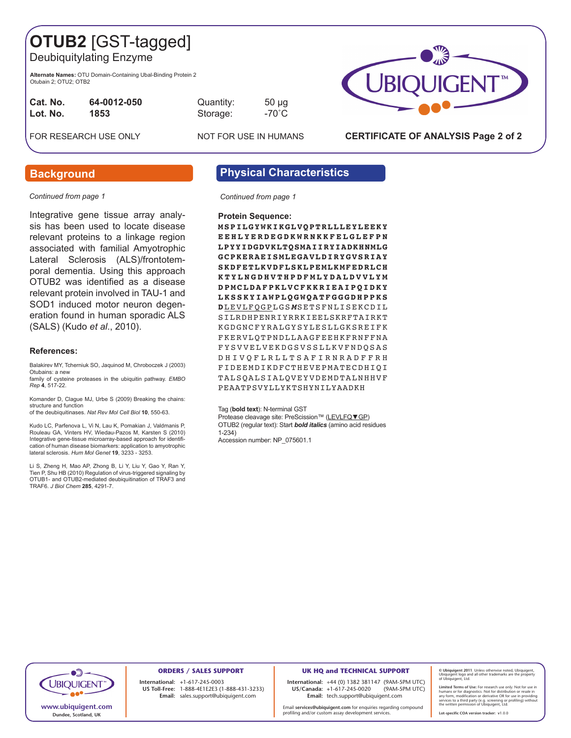# OTUB2 [GST-tagged]

Deubiquitylating Enzyme

**Alternate Names:** OTU Domain-Containing Ubal-Binding Protein 2
Otubain 2; OTU2; OTB2

| | | | |
|---|---|---|---|
| **Cat. No.** | **64-0012-050** | Quantity: | 50 µg |
| **Lot. No.** | **1853** | Storage: | -70˚C |

FOR RESEARCH USE ONLY

NOT FOR USE IN HUMANS

**CERTIFICATE OF ANALYSIS Page 2 of 2**

## Background

*Continued from page 1*

Integrative gene tissue array analysis has been used to locate disease relevant proteins to a linkage region associated with familial Amyotrophic Lateral Sclerosis (ALS)/frontotemporal dementia. Using this approach OTUB2 was identified as a disease relevant protein involved in TAU-1 and SOD1 induced motor neuron degeneration found in human sporadic ALS (SALS) (Kudo *et al*., 2010).

### References:

Balakirev MY, Tcherniuk SO, Jaquinod M, Chroboczek J (2003) Otubains: a new family of cysteine proteases in the ubiquitin pathway. *EMBO Rep* **4**, 517-22.

Komander D, Clague MJ, Urbe S (2009) Breaking the chains: structure and function of the deubiquitinases. *Nat Rev Mol Cell Biol* **10**, 550-63.

Kudo LC, Parfenova L, Vi N, Lau K, Pomakian J, Valdmanis P, Rouleau GA, Vinters HV, Wiedau-Pazos M, Karsten S (2010) Integrative gene-tissue microarray-based approach for identification of human disease biomarkers: application to amyotrophic lateral sclerosis. *Hum Mol Genet* **19**, 3233 - 3253.

Li S, Zheng H, Mao AP, Zhong B, Li Y, Liu Y, Gao Y, Ran Y, Tien P, Shu HB (2010) Regulation of virus-triggered signaling by OTUB1- and OTUB2-mediated deubiquitination of TRAF3 and TRAF6. *J Biol Chem* **285**, 4291-7.

## Physical Characteristics

*Continued from page 1*

**Protein Sequence:**

**MSPILGYWKIKGLVQPTRLLLEYLEEKY**
**EEHLYERDEGDKWRNKKFELGLEFPN**
**LPYYIDGDVKLTQSMAIIRYIADKHNMLG**
**GCPKERAEISMLEGAVLDIRYGVSRIAY**
**SKDFETLKVDFLSKLPEMLKMFEDRLCH**
**KTYLNGDHVTHPDFMLYDALDVVLYM**
**DPMCLDAFPKLVCFKKRIEAIPQIDKY**
**LKSSKYIAWPLQGWQATFGGGDHPPKS**
**D**LEVLFQGPLGS***M***SETSFNLISEKCDIL
SILRDHPENRIYRRKIEELSKRFTAIRKT
KGDGNCFYRALGYSYLESLLGKSREIFK
FKERVLQTPNDLLAAGFEEHKFRNFFNA
FYSVVELVEKDGSVSSLLKVFNDQSAS
DHIVQFLRLLTSAFIRNRADFFRH
FIDEEMDIKDFCTHEVEPMATECDHIQI
TALSQALSIALQVEYVDEMDTALNHHVF
PEAATPSVYLLYKTSHYNILYAADKH

Tag (**bold text**): N-terminal GST
Protease cleavage site: PreScission™ (LEVLFQ▼GP)
OTUB2 (regular text): Start ***bold italics*** (amino acid residues 1-234)
Accession number: NP_075601.1

**ORDERS / SALES SUPPORT**

International: +1-617-245-0003
US Toll-Free: 1-888-4E1E2E3 (1-888-431-3233)
Email: sales.support@ubiquigent.com

**UK HQ and TECHNICAL SUPPORT**

International: +44 (0) 1382 381147 (9AM-5PM UTC)
US/Canada: +1-617-245-0020 (9AM-5PM UTC)
Email: tech.support@ubiquigent.com

Email **services@ubiquigent.com** for enquiries regarding compound profiling and/or custom assay development services.

www.ubiquigent.com
Dundee, Scotland, UK

© **Ubiquigent 2011**. Unless otherwise noted, Ubiquigent, Ubiquigent logo and all other trademarks are the property of Ubiquigent, Ltd.

**Limited Terms of Use:** For research use only. Not for use in humans or for diagnostics. Not for distribution or resale in any form, modification or derivative OR for use in providing services to a third party (e.g. screening or profiling) without the written permission of Ubiquigent, Ltd.

**Lot-specific COA version tracker:** v1.0.0